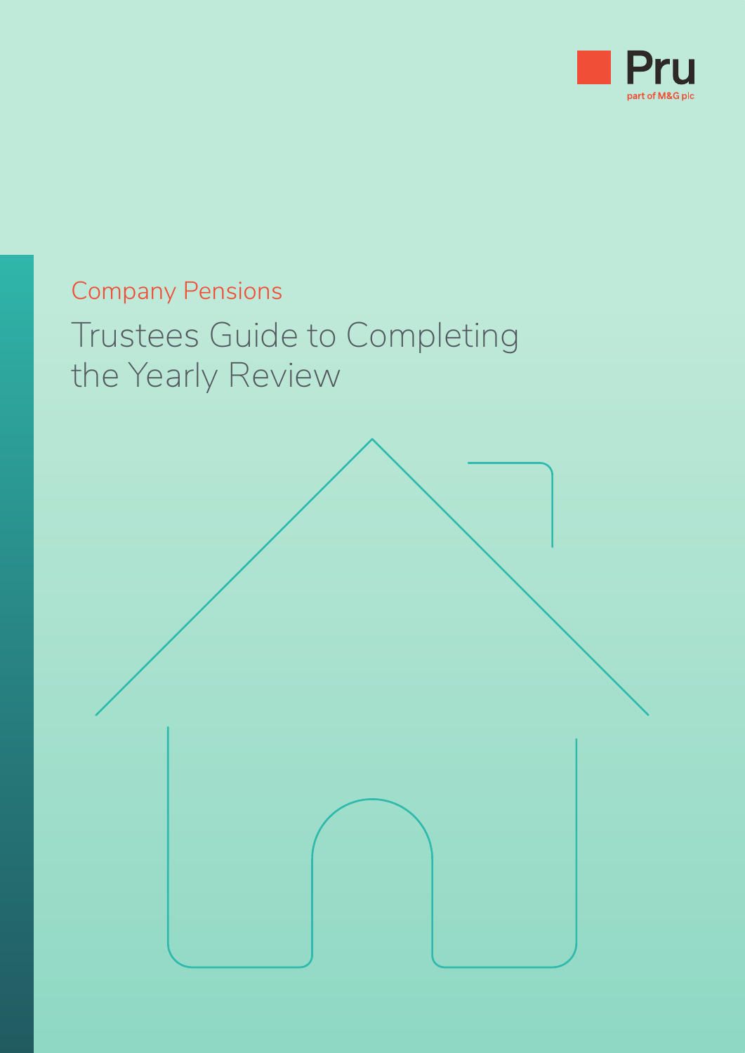Pru

part of M&G plc

Company Pensions

# Trustees Guide to Completing the Yearly Review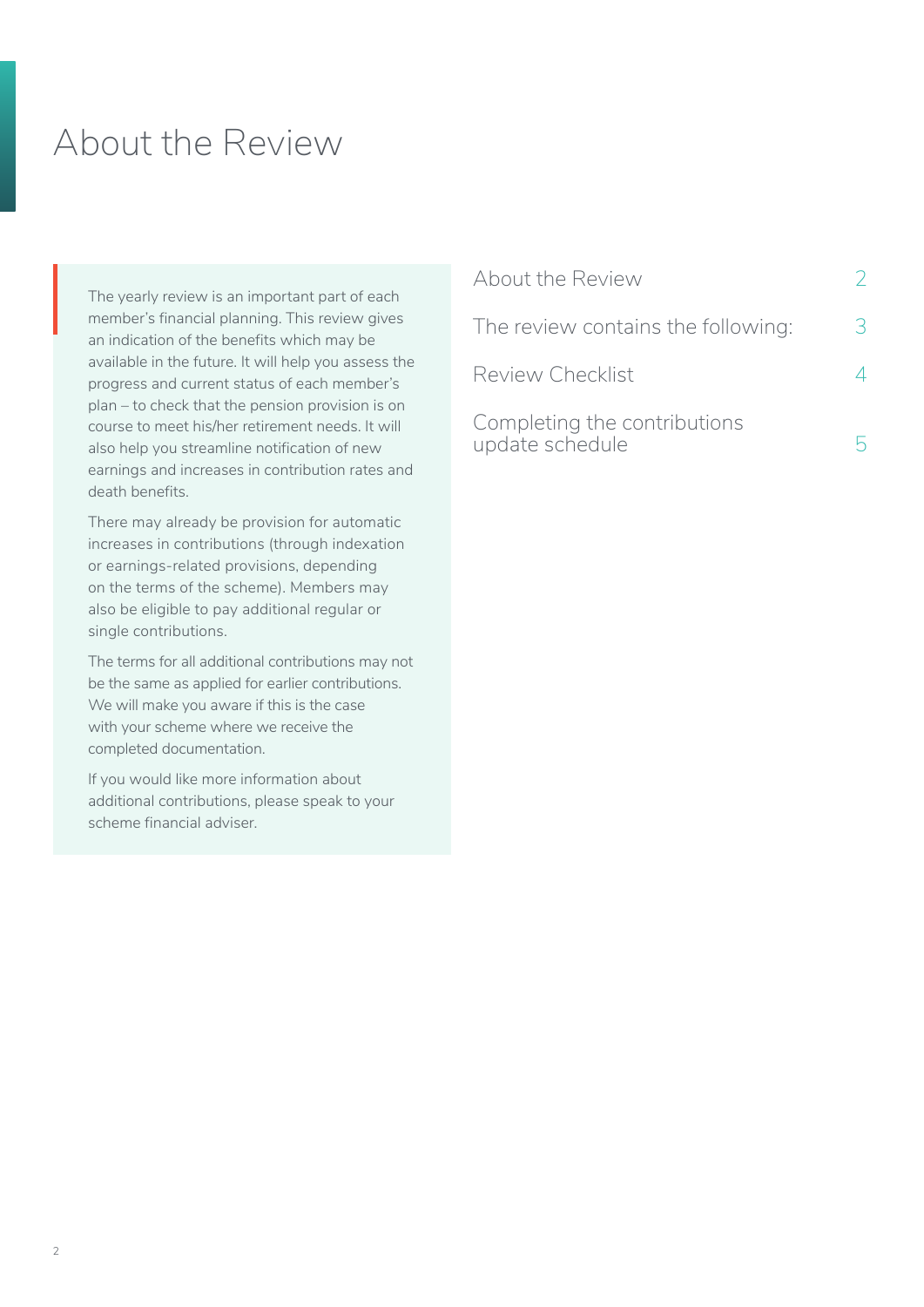# About the Review

The yearly review is an important part of each member's financial planning. This review gives an indication of the benefits which may be available in the future. It will help you assess the progress and current status of each member's plan – to check that the pension provision is on course to meet his/her retirement needs. It will also help you streamline notification of new earnings and increases in contribution rates and death benefits.

There may already be provision for automatic increases in contributions (through indexation or earnings-related provisions, depending on the terms of the scheme). Members may also be eligible to pay additional regular or single contributions.

The terms for all additional contributions may not be the same as applied for earlier contributions. We will make you aware if this is the case with your scheme where we receive the completed documentation.

If you would like more information about additional contributions, please speak to your scheme financial adviser.

| | |
|---|---|
| About the Review | 2 |
| The review contains the following: | 3 |
| Review Checklist | 4 |
| Completing the contributions update schedule | 5 |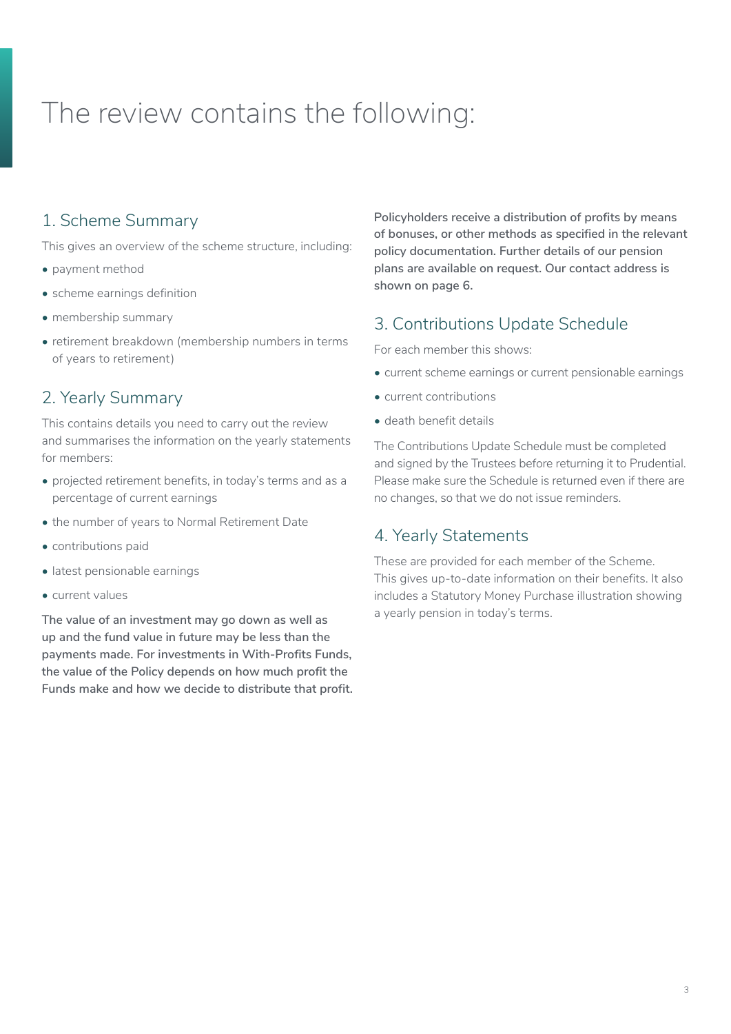# The review contains the following:

## 1. Scheme Summary

This gives an overview of the scheme structure, including:

- payment method
- scheme earnings definition
- membership summary
- retirement breakdown (membership numbers in terms of years to retirement)

## 2. Yearly Summary

This contains details you need to carry out the review and summarises the information on the yearly statements for members:

- projected retirement benefits, in today's terms and as a percentage of current earnings
- the number of years to Normal Retirement Date
- contributions paid
- latest pensionable earnings
- current values

**The value of an investment may go down as well as up and the fund value in future may be less than the payments made. For investments in With-Profits Funds, the value of the Policy depends on how much profit the Funds make and how we decide to distribute that profit.**

**Policyholders receive a distribution of profits by means of bonuses, or other methods as specified in the relevant policy documentation. Further details of our pension plans are available on request. Our contact address is shown on page 6.**

## 3. Contributions Update Schedule

For each member this shows:

- current scheme earnings or current pensionable earnings
- current contributions
- death benefit details

The Contributions Update Schedule must be completed and signed by the Trustees before returning it to Prudential. Please make sure the Schedule is returned even if there are no changes, so that we do not issue reminders.

## 4. Yearly Statements

These are provided for each member of the Scheme. This gives up-to-date information on their benefits. It also includes a Statutory Money Purchase illustration showing a yearly pension in today's terms.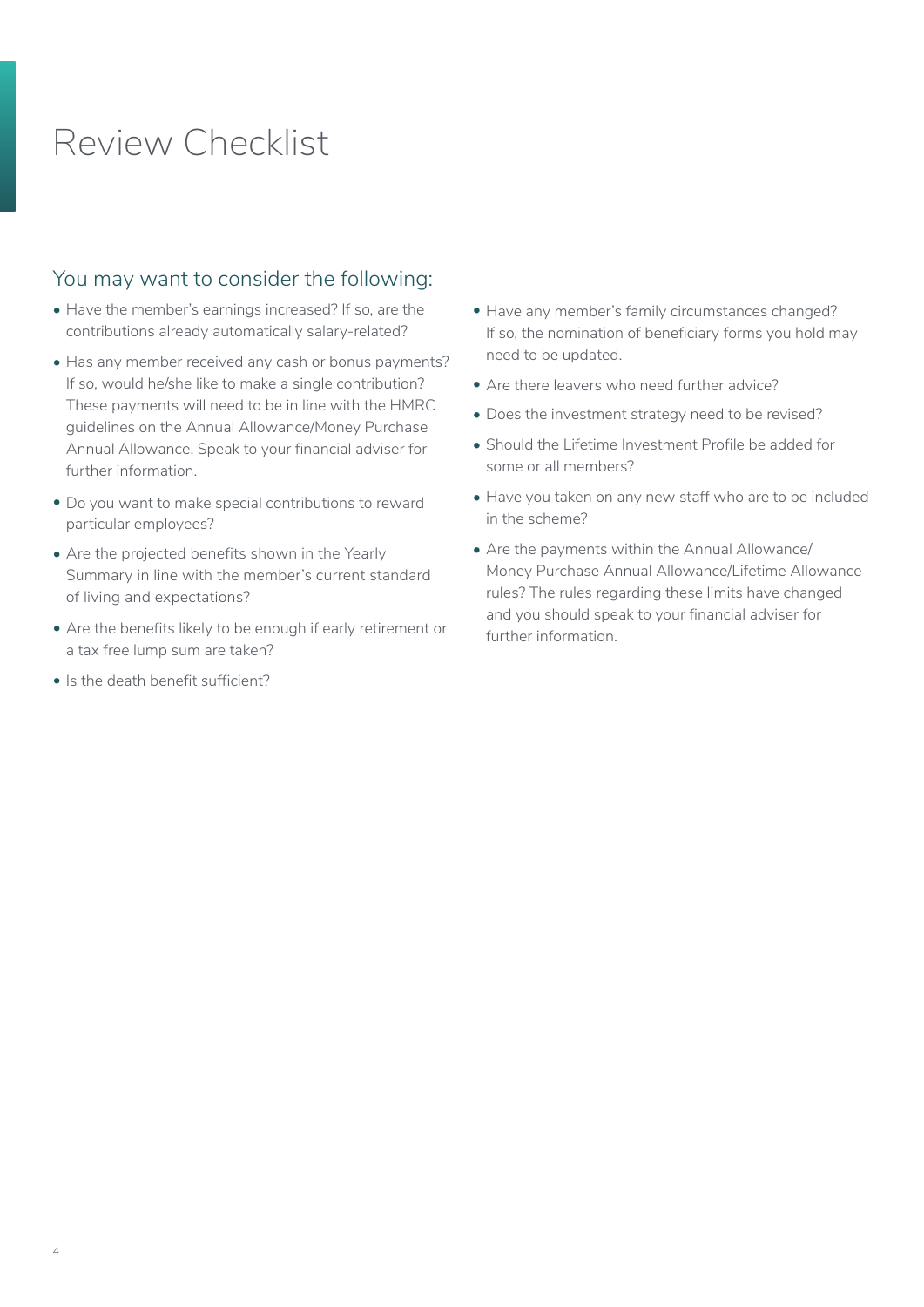# Review Checklist

## You may want to consider the following:

- Have the member's earnings increased? If so, are the contributions already automatically salary-related?
- Has any member received any cash or bonus payments? If so, would he/she like to make a single contribution? These payments will need to be in line with the HMRC guidelines on the Annual Allowance/Money Purchase Annual Allowance. Speak to your financial adviser for further information.
- Do you want to make special contributions to reward particular employees?
- Are the projected benefits shown in the Yearly Summary in line with the member's current standard of living and expectations?
- Are the benefits likely to be enough if early retirement or a tax free lump sum are taken?
- Is the death benefit sufficient?
- Have any member's family circumstances changed? If so, the nomination of beneficiary forms you hold may need to be updated.
- Are there leavers who need further advice?
- Does the investment strategy need to be revised?
- Should the Lifetime Investment Profile be added for some or all members?
- Have you taken on any new staff who are to be included in the scheme?
- Are the payments within the Annual Allowance/ Money Purchase Annual Allowance/Lifetime Allowance rules? The rules regarding these limits have changed and you should speak to your financial adviser for further information.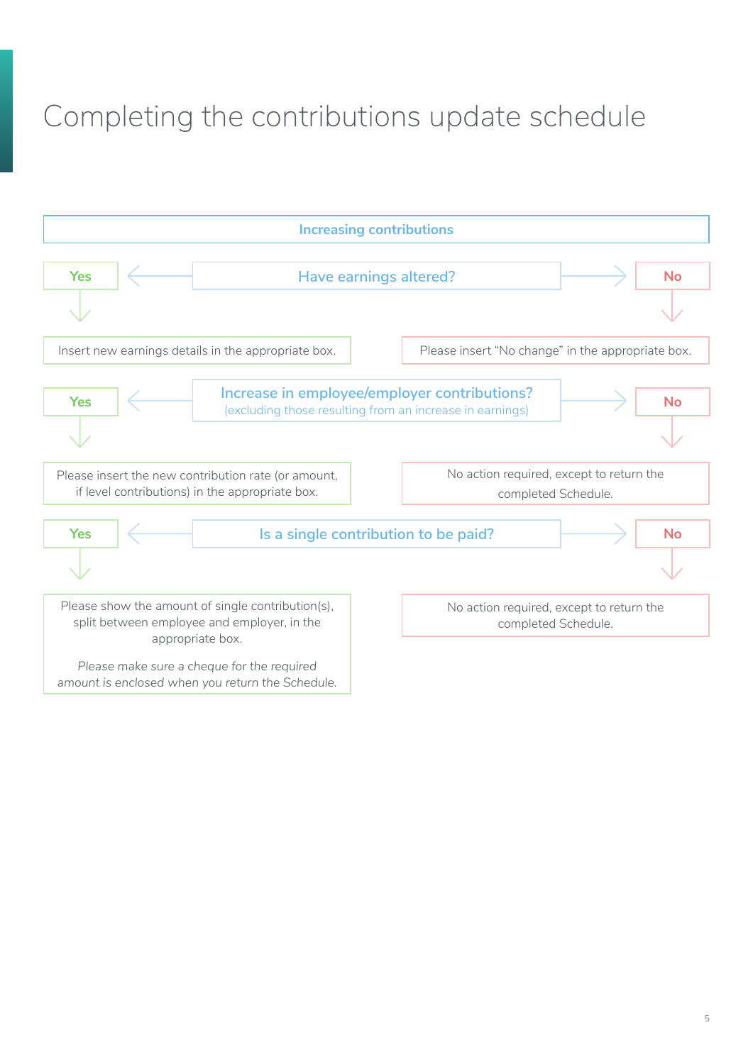# Completing the contributions update schedule

## Increasing contributions

**Have earnings altered?**

- **Yes** → Insert new earnings details in the appropriate box.
- **No** → Please insert "No change" in the appropriate box.

**Increase in employee/employer contributions?**
(excluding those resulting from an increase in earnings)

- **Yes** → Please insert the new contribution rate (or amount, if level contributions) in the appropriate box.
- **No** → No action required, except to return the completed Schedule.

**Is a single contribution to be paid?**

- **Yes** → Please show the amount of single contribution(s), split between employee and employer, in the appropriate box.

  *Please make sure a cheque for the required amount is enclosed when you return the Schedule.*
- **No** → No action required, except to return the completed Schedule.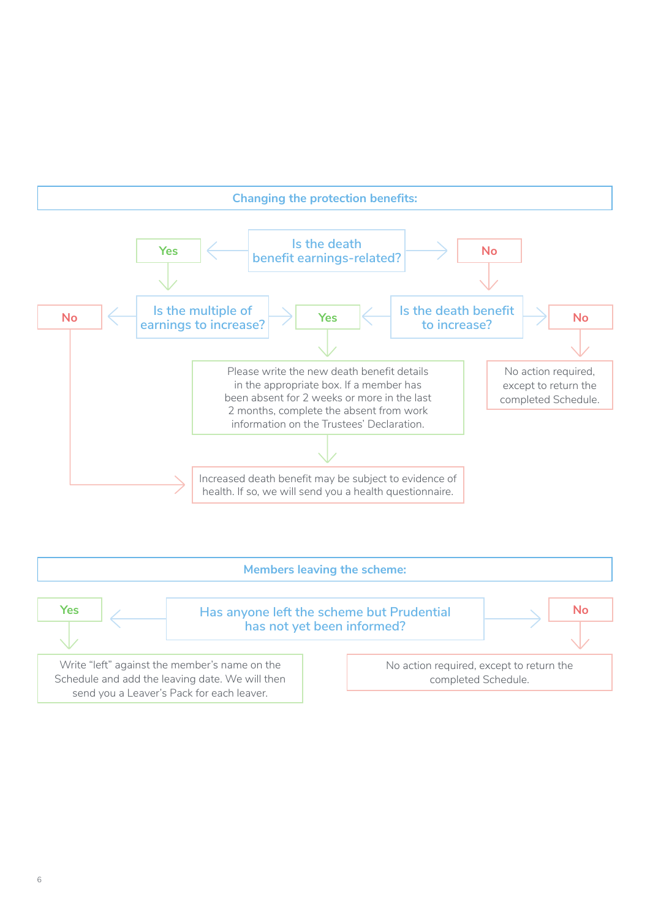## Changing the protection benefits:

**Is the death benefit earnings-related?**

- **Yes** → **Is the multiple of earnings to increase?**
  - **Yes** → Please write the new death benefit details in the appropriate box. If a member has been absent for 2 weeks or more in the last 2 months, complete the absent from work information on the Trustees' Declaration. → Increased death benefit may be subject to evidence of health. If so, we will send you a health questionnaire.
  - **No** → Increased death benefit may be subject to evidence of health. If so, we will send you a health questionnaire.
- **No** → **Is the death benefit to increase?**
  - **Yes** → Please write the new death benefit details in the appropriate box. If a member has been absent for 2 weeks or more in the last 2 months, complete the absent from work information on the Trustees' Declaration. → Increased death benefit may be subject to evidence of health. If so, we will send you a health questionnaire.
  - **No** → No action required, except to return the completed Schedule.

## Members leaving the scheme:

**Has anyone left the scheme but Prudential has not yet been informed?**

- **Yes** → Write "left" against the member's name on the Schedule and add the leaving date. We will then send you a Leaver's Pack for each leaver.
- **No** → No action required, except to return the completed Schedule.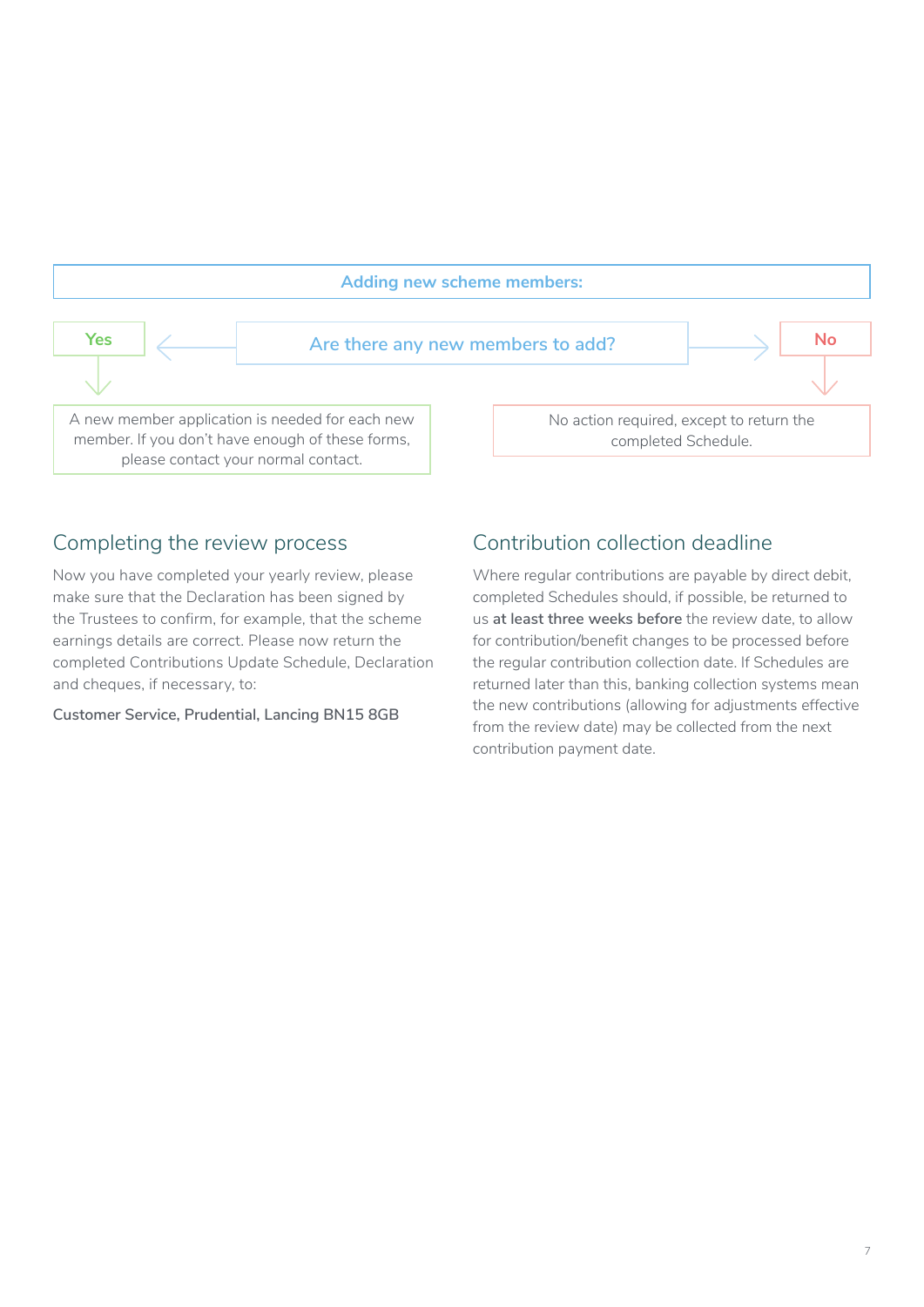**Adding new scheme members:**

**Are there any new members to add?**

**Yes**

A new member application is needed for each new member. If you don't have enough of these forms, please contact your normal contact.

**No**

No action required, except to return the completed Schedule.

## Completing the review process

Now you have completed your yearly review, please make sure that the Declaration has been signed by the Trustees to confirm, for example, that the scheme earnings details are correct. Please now return the completed Contributions Update Schedule, Declaration and cheques, if necessary, to:

**Customer Service, Prudential, Lancing BN15 8GB**

## Contribution collection deadline

Where regular contributions are payable by direct debit, completed Schedules should, if possible, be returned to us **at least three weeks before** the review date, to allow for contribution/benefit changes to be processed before the regular contribution collection date. If Schedules are returned later than this, banking collection systems mean the new contributions (allowing for adjustments effective from the review date) may be collected from the next contribution payment date.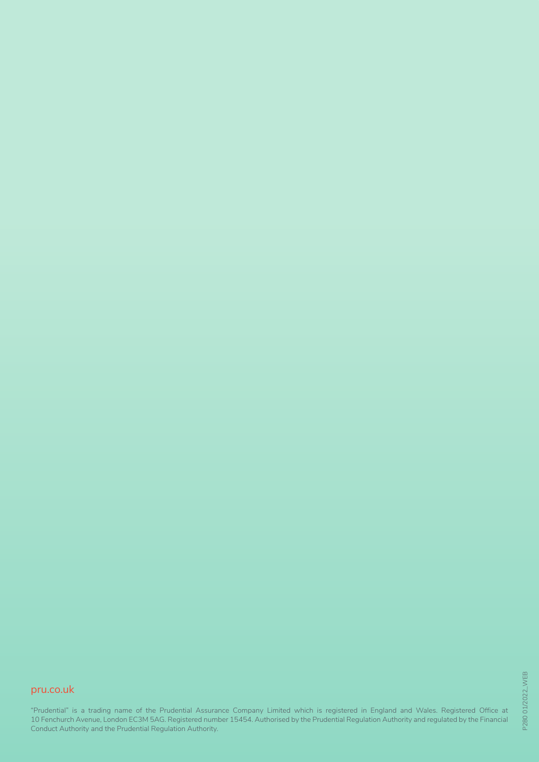pru.co.uk

"Prudential" is a trading name of the Prudential Assurance Company Limited which is registered in England and Wales. Registered Office at 10 Fenchurch Avenue, London EC3M 5AG. Registered number 15454. Authorised by the Prudential Regulation Authority and regulated by the Financial Conduct Authority and the Prudential Regulation Authority.

P280 01/2022_WEB